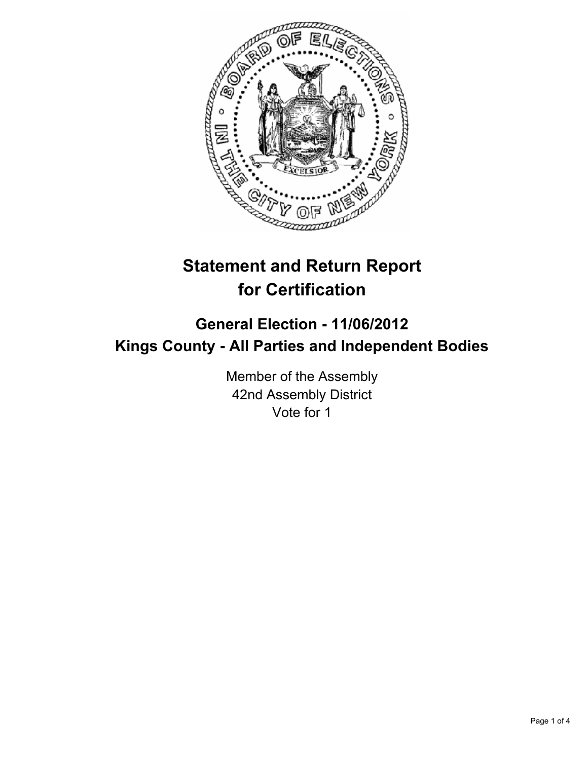# Statement and Return Report for Certification

## General Election - 11/06/2012
## Kings County - All Parties and Independent Bodies

Member of the Assembly
42nd Assembly District
Vote for 1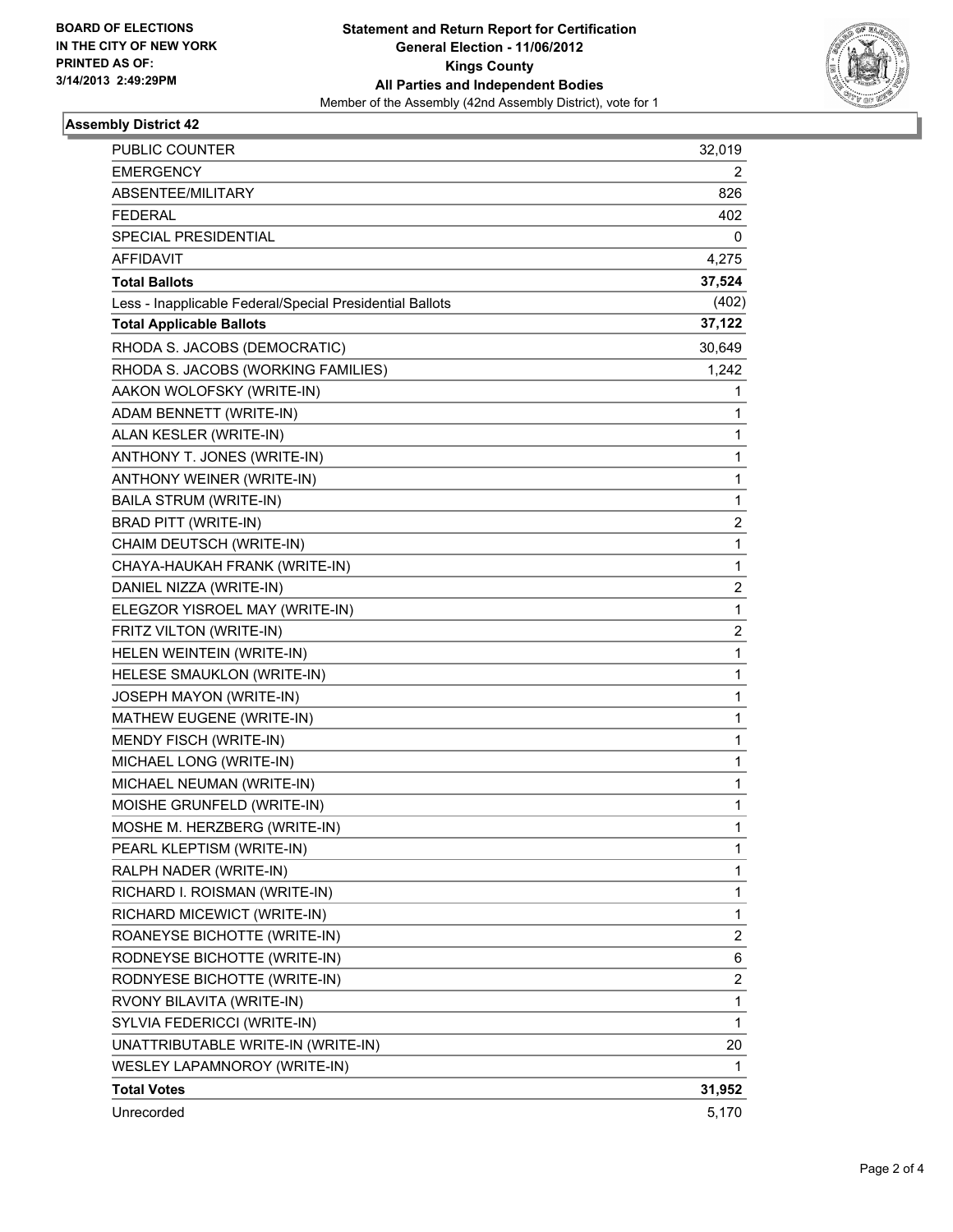**BOARD OF ELECTIONS**
**IN THE CITY OF NEW YORK**
**PRINTED AS OF:**
**3/14/2013 2:49:29PM**

**Statement and Return Report for Certification**
**General Election - 11/06/2012**
**Kings County**
**All Parties and Independent Bodies**
Member of the Assembly (42nd Assembly District), vote for 1

### Assembly District 42

| | |
|---|---|
| PUBLIC COUNTER | 32,019 |
| EMERGENCY | 2 |
| ABSENTEE/MILITARY | 826 |
| FEDERAL | 402 |
| SPECIAL PRESIDENTIAL | 0 |
| AFFIDAVIT | 4,275 |
| **Total Ballots** | **37,524** |
| Less - Inapplicable Federal/Special Presidential Ballots | (402) |
| **Total Applicable Ballots** | **37,122** |
| RHODA S. JACOBS (DEMOCRATIC) | 30,649 |
| RHODA S. JACOBS (WORKING FAMILIES) | 1,242 |
| AAKON WOLOFSKY (WRITE-IN) | 1 |
| ADAM BENNETT (WRITE-IN) | 1 |
| ALAN KESLER (WRITE-IN) | 1 |
| ANTHONY T. JONES (WRITE-IN) | 1 |
| ANTHONY WEINER (WRITE-IN) | 1 |
| BAILA STRUM (WRITE-IN) | 1 |
| BRAD PITT (WRITE-IN) | 2 |
| CHAIM DEUTSCH (WRITE-IN) | 1 |
| CHAYA-HAUKAH FRANK (WRITE-IN) | 1 |
| DANIEL NIZZA (WRITE-IN) | 2 |
| ELEGZOR YISROEL MAY (WRITE-IN) | 1 |
| FRITZ VILTON (WRITE-IN) | 2 |
| HELEN WEINTEIN (WRITE-IN) | 1 |
| HELESE SMAUKLON (WRITE-IN) | 1 |
| JOSEPH MAYON (WRITE-IN) | 1 |
| MATHEW EUGENE (WRITE-IN) | 1 |
| MENDY FISCH (WRITE-IN) | 1 |
| MICHAEL LONG (WRITE-IN) | 1 |
| MICHAEL NEUMAN (WRITE-IN) | 1 |
| MOISHE GRUNFELD (WRITE-IN) | 1 |
| MOSHE M. HERZBERG (WRITE-IN) | 1 |
| PEARL KLEPTISM (WRITE-IN) | 1 |
| RALPH NADER (WRITE-IN) | 1 |
| RICHARD I. ROISMAN (WRITE-IN) | 1 |
| RICHARD MICEWICT (WRITE-IN) | 1 |
| ROANEYSE BICHOTTE (WRITE-IN) | 2 |
| RODNEYSE BICHOTTE (WRITE-IN) | 6 |
| RODNYESE BICHOTTE (WRITE-IN) | 2 |
| RVONY BILAVITA (WRITE-IN) | 1 |
| SYLVIA FEDERICCI (WRITE-IN) | 1 |
| UNATTRIBUTABLE WRITE-IN (WRITE-IN) | 20 |
| WESLEY LAPAMNOROY (WRITE-IN) | 1 |
| **Total Votes** | **31,952** |
| Unrecorded | 5,170 |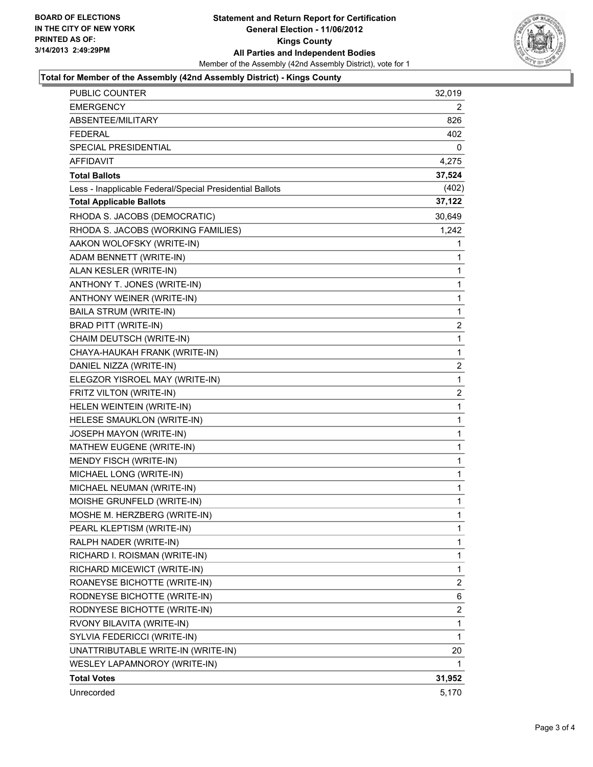BOARD OF ELECTIONS
IN THE CITY OF NEW YORK
PRINTED AS OF:
3/14/2013 2:49:29PM

# Statement and Return Report for Certification
## General Election - 11/06/2012
## Kings County
## All Parties and Independent Bodies

Member of the Assembly (42nd Assembly District), vote for 1

### Total for Member of the Assembly (42nd Assembly District) - Kings County

| | |
|---|---|
| PUBLIC COUNTER | 32,019 |
| EMERGENCY | 2 |
| ABSENTEE/MILITARY | 826 |
| FEDERAL | 402 |
| SPECIAL PRESIDENTIAL | 0 |
| AFFIDAVIT | 4,275 |
| **Total Ballots** | **37,524** |
| Less - Inapplicable Federal/Special Presidential Ballots | (402) |
| **Total Applicable Ballots** | **37,122** |
| RHODA S. JACOBS (DEMOCRATIC) | 30,649 |
| RHODA S. JACOBS (WORKING FAMILIES) | 1,242 |
| AAKON WOLOFSKY (WRITE-IN) | 1 |
| ADAM BENNETT (WRITE-IN) | 1 |
| ALAN KESLER (WRITE-IN) | 1 |
| ANTHONY T. JONES (WRITE-IN) | 1 |
| ANTHONY WEINER (WRITE-IN) | 1 |
| BAILA STRUM (WRITE-IN) | 1 |
| BRAD PITT (WRITE-IN) | 2 |
| CHAIM DEUTSCH (WRITE-IN) | 1 |
| CHAYA-HAUKAH FRANK (WRITE-IN) | 1 |
| DANIEL NIZZA (WRITE-IN) | 2 |
| ELEGZOR YISROEL MAY (WRITE-IN) | 1 |
| FRITZ VILTON (WRITE-IN) | 2 |
| HELEN WEINTEIN (WRITE-IN) | 1 |
| HELESE SMAUKLON (WRITE-IN) | 1 |
| JOSEPH MAYON (WRITE-IN) | 1 |
| MATHEW EUGENE (WRITE-IN) | 1 |
| MENDY FISCH (WRITE-IN) | 1 |
| MICHAEL LONG (WRITE-IN) | 1 |
| MICHAEL NEUMAN (WRITE-IN) | 1 |
| MOISHE GRUNFELD (WRITE-IN) | 1 |
| MOSHE M. HERZBERG (WRITE-IN) | 1 |
| PEARL KLEPTISM (WRITE-IN) | 1 |
| RALPH NADER (WRITE-IN) | 1 |
| RICHARD I. ROISMAN (WRITE-IN) | 1 |
| RICHARD MICEWICT (WRITE-IN) | 1 |
| ROANEYSE BICHOTTE (WRITE-IN) | 2 |
| RODNEYSE BICHOTTE (WRITE-IN) | 6 |
| RODNYESE BICHOTTE (WRITE-IN) | 2 |
| RVONY BILAVITA (WRITE-IN) | 1 |
| SYLVIA FEDERICCI (WRITE-IN) | 1 |
| UNATTRIBUTABLE WRITE-IN (WRITE-IN) | 20 |
| WESLEY LAPAMNOROY (WRITE-IN) | 1 |
| **Total Votes** | **31,952** |
| Unrecorded | 5,170 |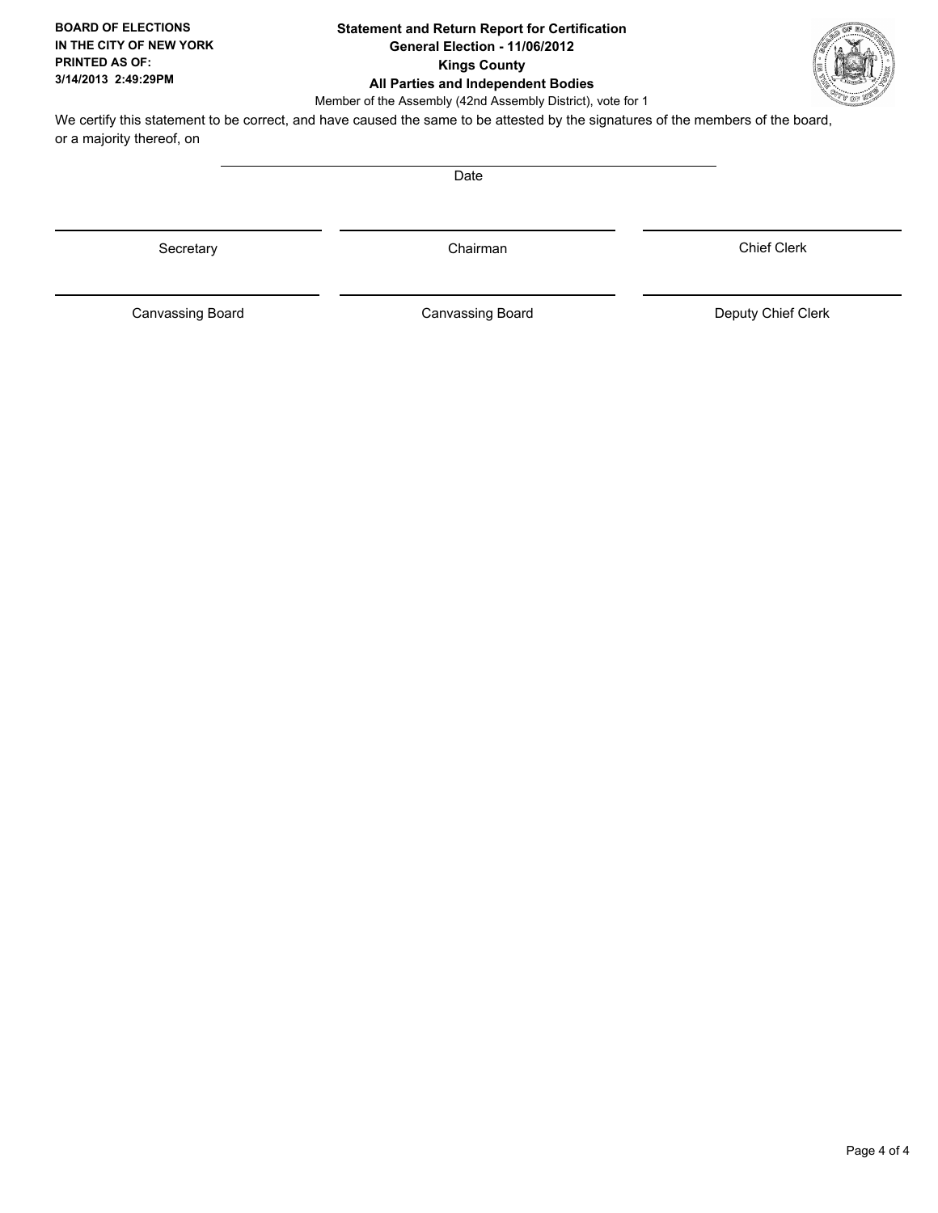**BOARD OF ELECTIONS**
**IN THE CITY OF NEW YORK**
**PRINTED AS OF:**
**3/14/2013 2:49:29PM**

**Statement and Return Report for Certification**
**General Election - 11/06/2012**
**Kings County**
**All Parties and Independent Bodies**

Member of the Assembly (42nd Assembly District), vote for 1

We certify this statement to be correct, and have caused the same to be attested by the signatures of the members of the board, or a majority thereof, on

______________________________
Date

| | | |
|---|---|---|
| Secretary | Chairman | Chief Clerk |
| Canvassing Board | Canvassing Board | Deputy Chief Clerk |